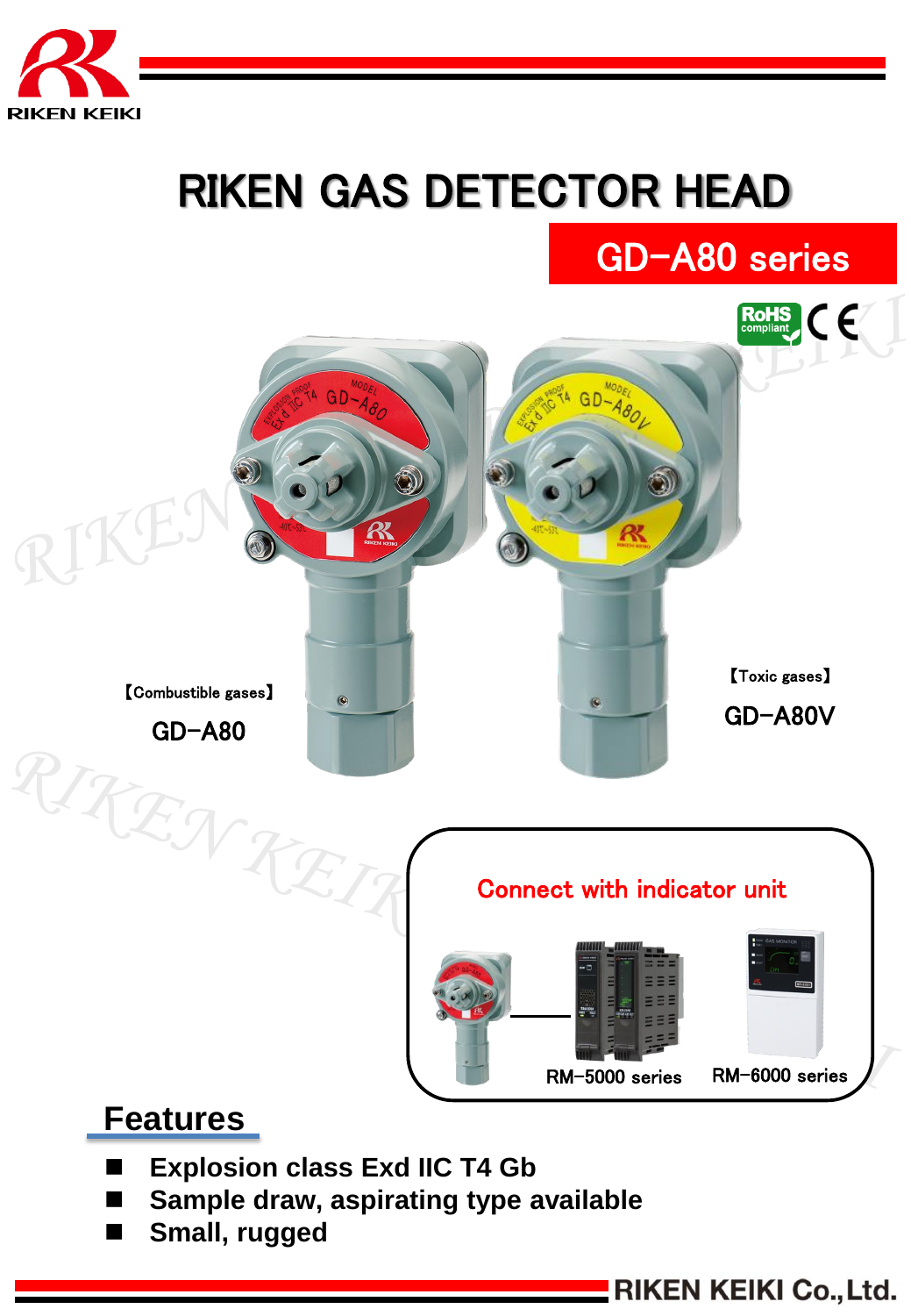# RIKEN GAS DETECTOR HEAD

## GD-A80 series

【Combustible gases】

GD-A80

【Toxic gases】

GD-A80V

Connect with indicator unit

RM-5000 series

RM-6000 series

## Features

- Explosion class Exd IIC T4 Gb
- Sample draw, aspirating type available
- Small, rugged

RIKEN KEIKI Co.,Ltd.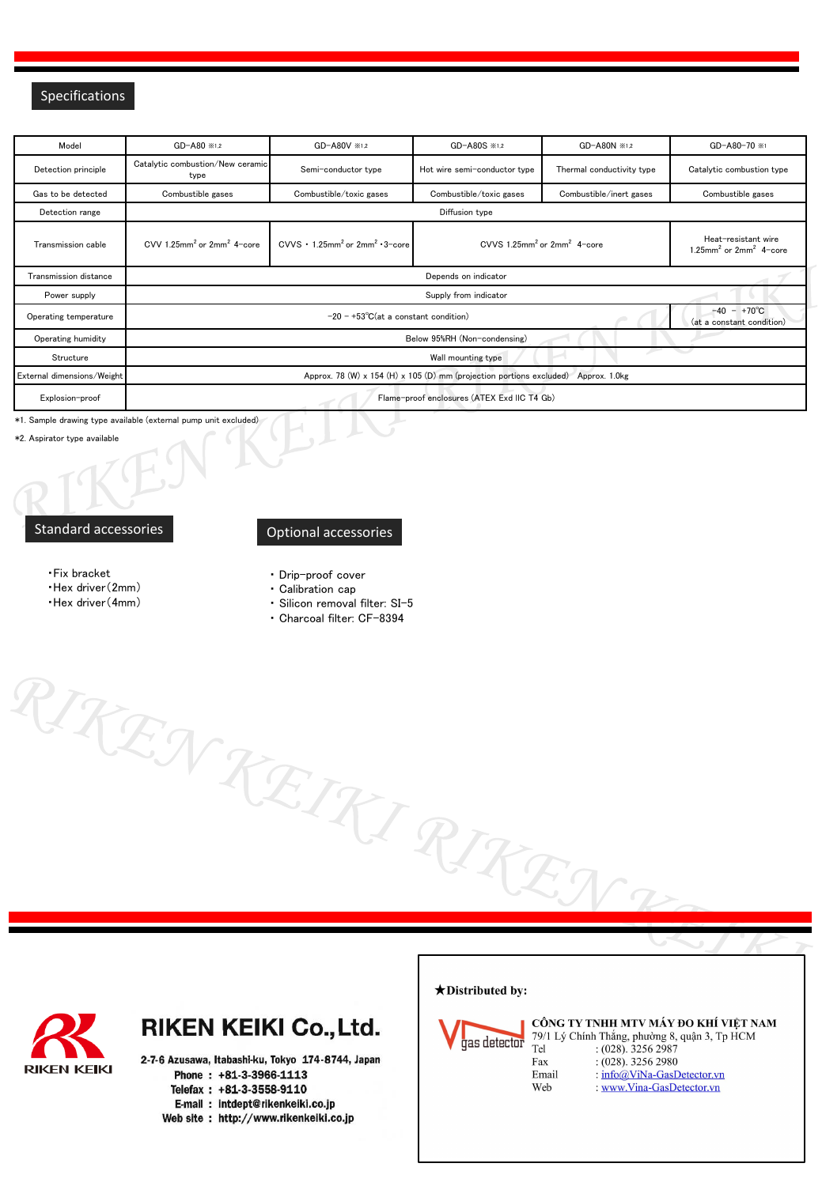## Specifications

| Model | GD-A80 ※1.2 | GD-A80V ※1.2 | GD-A80S ※1.2 | GD-A80N ※1.2 | GD-A80-70 ※1 |
|---|---|---|---|---|---|
| Detection principle | Catalytic combustion/New ceramic type | Semi-conductor type | Hot wire semi-conductor type | Thermal conductivity type | Catalytic combustion type |
| Gas to be detected | Combustible gases | Combustible/toxic gases | Combustible/toxic gases | Combustible/inert gases | Combustible gases |
| Detection range | Diffusion type | | | | |
| Transmission cable | CVV 1.25mm$^2$ or 2mm$^2$ 4-core | CVVS・1.25mm$^2$ or 2mm$^2$・3-core | CVVS 1.25mm$^2$ or 2mm$^2$ 4-core | | Heat-resistant wire 1.25mm$^2$ or 2mm$^2$ 4-core |
| Transmission distance | Depends on indicator | | | | |
| Power supply | Supply from indicator | | | | |
| Operating temperature | -20 - +53℃(at a constant condition) | | | | -40 - +70℃ (at a constant condition) |
| Operating humidity | Below 95%RH (Non-condensing) | | | | |
| Structure | Wall mounting type | | | | |
| External dimensions/Weight | Approx. 78 (W) x 154 (H) x 105 (D) mm (projection portions excluded) Approx. 1.0kg | | | | |
| Explosion-proof | Flame-proof enclosures (ATEX Exd IIC T4 Gb) | | | | |

*1. Sample drawing type available (external pump unit excluded)

*2. Aspirator type available

## Standard accessories

- Fix bracket
- Hex driver(2mm)
- Hex driver(4mm)

## Optional accessories

- Drip-proof cover
- Calibration cap
- Silicon removal filter: SI-5
- Charcoal filter: CF-8394

RIKEN KEIKI

**RIKEN KEIKI Co.,Ltd.**

2-7-6 Azusawa, Itabashi-ku, Tokyo 174-8744, Japan
Phone : +81-3-3966-1113
Telefax : +81-3-3558-9110
E-mail : intdept@rikenkeiki.co.jp
Web site : http://www.rikenkeiki.co.jp

**★Distributed by:**

gas detector

**CÔNG TY TNHH MTV MÁY ĐO KHÍ VIỆT NAM**
79/1 Lý Chính Thắng, phường 8, quận 3, Tp HCM
Tel : (028). 3256 2987
Fax : (028). 3256 2980
Email : info@ViNa-GasDetector.vn
Web : www.Vina-GasDetector.vn